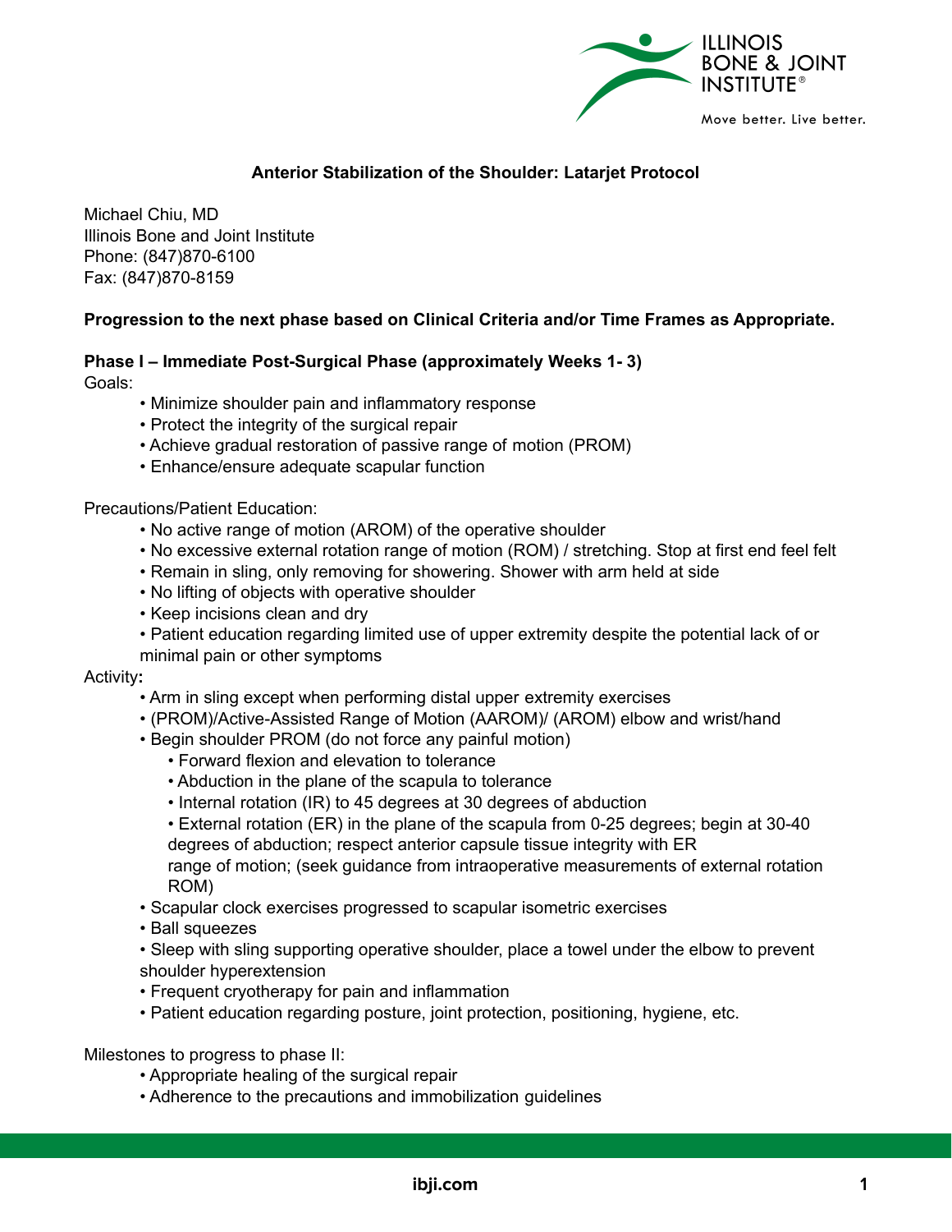**Anterior Stabilization of the Shoulder: Latarjet Protocol**

Michael Chiu, MD
Illinois Bone and Joint Institute
Phone: (847)870-6100
Fax: (847)870-8159

**Progression to the next phase based on Clinical Criteria and/or Time Frames as Appropriate.**

**Phase I – Immediate Post-Surgical Phase (approximately Weeks 1- 3)**

Goals:

- Minimize shoulder pain and inflammatory response
- Protect the integrity of the surgical repair
- Achieve gradual restoration of passive range of motion (PROM)
- Enhance/ensure adequate scapular function

Precautions/Patient Education:

- No active range of motion (AROM) of the operative shoulder
- No excessive external rotation range of motion (ROM) / stretching. Stop at first end feel felt
- Remain in sling, only removing for showering. Shower with arm held at side
- No lifting of objects with operative shoulder
- Keep incisions clean and dry
- Patient education regarding limited use of upper extremity despite the potential lack of or minimal pain or other symptoms

Activity**:**

- Arm in sling except when performing distal upper extremity exercises
- (PROM)/Active-Assisted Range of Motion (AAROM)/ (AROM) elbow and wrist/hand
- Begin shoulder PROM (do not force any painful motion)
  - Forward flexion and elevation to tolerance
  - Abduction in the plane of the scapula to tolerance
  - Internal rotation (IR) to 45 degrees at 30 degrees of abduction
  - External rotation (ER) in the plane of the scapula from 0-25 degrees; begin at 30-40 degrees of abduction; respect anterior capsule tissue integrity with ER range of motion; (seek guidance from intraoperative measurements of external rotation ROM)
- Scapular clock exercises progressed to scapular isometric exercises
- Ball squeezes
- Sleep with sling supporting operative shoulder, place a towel under the elbow to prevent shoulder hyperextension
- Frequent cryotherapy for pain and inflammation
- Patient education regarding posture, joint protection, positioning, hygiene, etc.

Milestones to progress to phase II:

- Appropriate healing of the surgical repair
- Adherence to the precautions and immobilization guidelines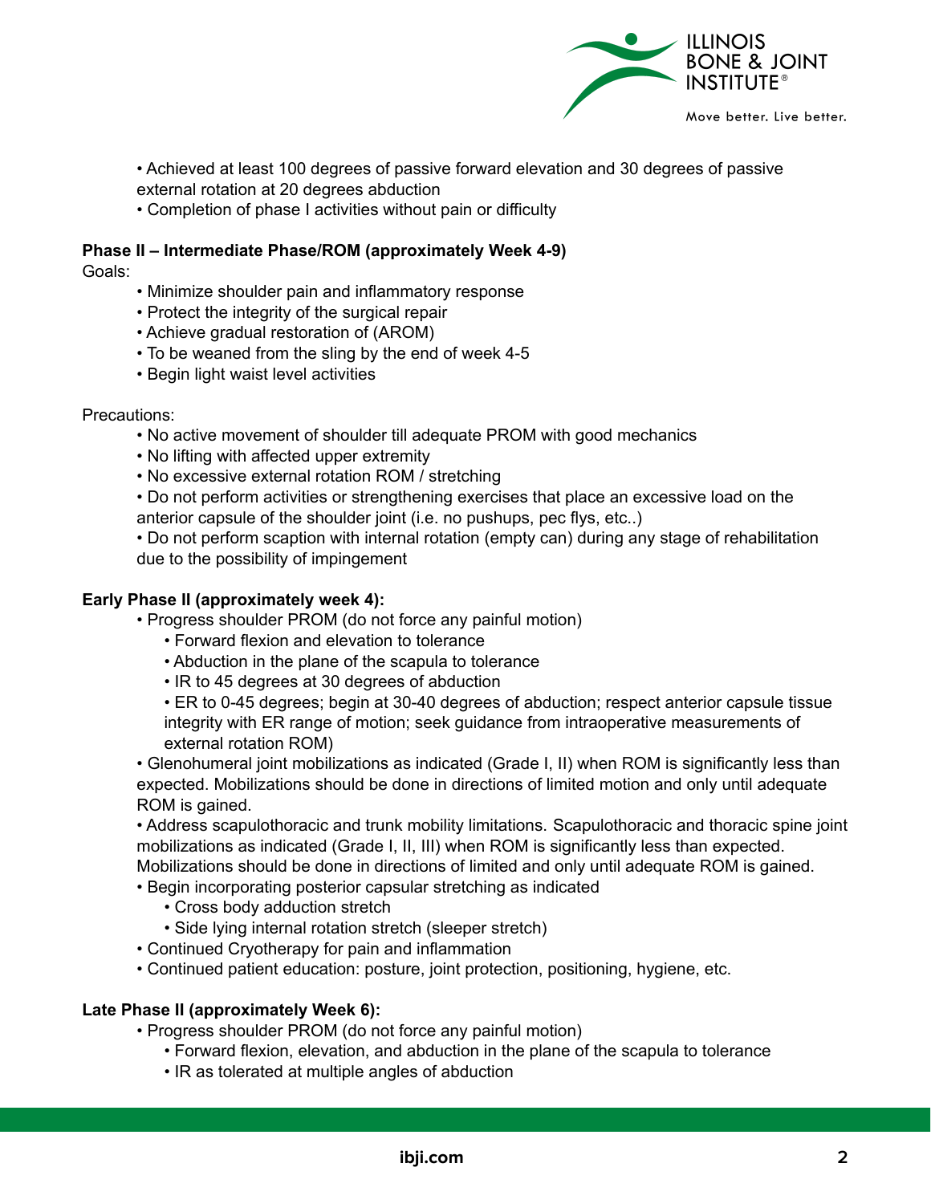- Achieved at least 100 degrees of passive forward elevation and 30 degrees of passive external rotation at 20 degrees abduction
- Completion of phase I activities without pain or difficulty

**Phase II – Intermediate Phase/ROM (approximately Week 4-9)**

Goals:

- Minimize shoulder pain and inflammatory response
- Protect the integrity of the surgical repair
- Achieve gradual restoration of (AROM)
- To be weaned from the sling by the end of week 4-5
- Begin light waist level activities

Precautions:

- No active movement of shoulder till adequate PROM with good mechanics
- No lifting with affected upper extremity
- No excessive external rotation ROM / stretching
- Do not perform activities or strengthening exercises that place an excessive load on the anterior capsule of the shoulder joint (i.e. no pushups, pec flys, etc..)
- Do not perform scaption with internal rotation (empty can) during any stage of rehabilitation due to the possibility of impingement

**Early Phase II (approximately week 4):**

- Progress shoulder PROM (do not force any painful motion)
  - Forward flexion and elevation to tolerance
  - Abduction in the plane of the scapula to tolerance
  - IR to 45 degrees at 30 degrees of abduction
  - ER to 0-45 degrees; begin at 30-40 degrees of abduction; respect anterior capsule tissue integrity with ER range of motion; seek guidance from intraoperative measurements of external rotation ROM)
- Glenohumeral joint mobilizations as indicated (Grade I, II) when ROM is significantly less than expected. Mobilizations should be done in directions of limited motion and only until adequate ROM is gained.
- Address scapulothoracic and trunk mobility limitations. Scapulothoracic and thoracic spine joint mobilizations as indicated (Grade I, II, III) when ROM is significantly less than expected. Mobilizations should be done in directions of limited and only until adequate ROM is gained.
- Begin incorporating posterior capsular stretching as indicated
  - Cross body adduction stretch
  - Side lying internal rotation stretch (sleeper stretch)
- Continued Cryotherapy for pain and inflammation
- Continued patient education: posture, joint protection, positioning, hygiene, etc.

**Late Phase II (approximately Week 6):**

- Progress shoulder PROM (do not force any painful motion)
  - Forward flexion, elevation, and abduction in the plane of the scapula to tolerance
  - IR as tolerated at multiple angles of abduction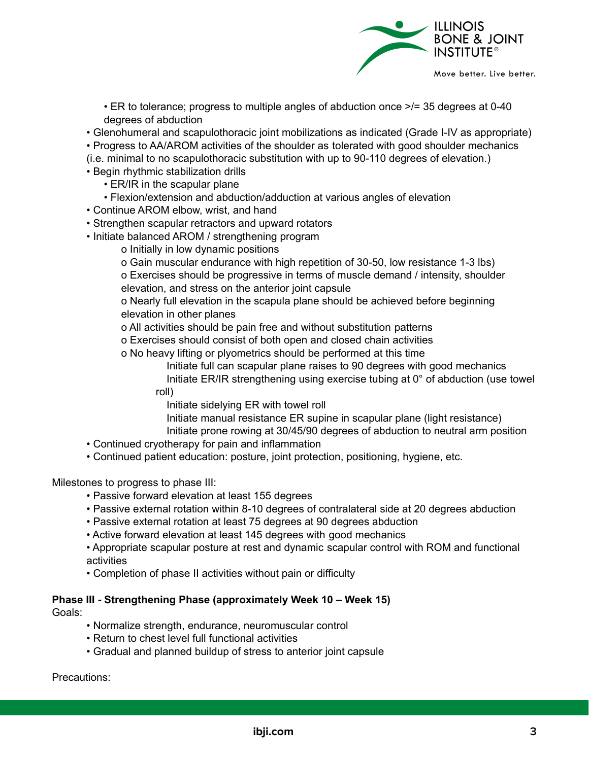- ER to tolerance; progress to multiple angles of abduction once >/= 35 degrees at 0-40 degrees of abduction
- Glenohumeral and scapulothoracic joint mobilizations as indicated (Grade I-IV as appropriate)
- Progress to AA/AROM activities of the shoulder as tolerated with good shoulder mechanics (i.e. minimal to no scapulothoracic substitution with up to 90-110 degrees of elevation.)
- Begin rhythmic stabilization drills
  - ER/IR in the scapular plane
  - Flexion/extension and abduction/adduction at various angles of elevation
- Continue AROM elbow, wrist, and hand
- Strengthen scapular retractors and upward rotators
- Initiate balanced AROM / strengthening program
  - o Initially in low dynamic positions
  - o Gain muscular endurance with high repetition of 30-50, low resistance 1-3 lbs)
  - o Exercises should be progressive in terms of muscle demand / intensity, shoulder elevation, and stress on the anterior joint capsule
  - o Nearly full elevation in the scapula plane should be achieved before beginning elevation in other planes
  - o All activities should be pain free and without substitution patterns
  - o Exercises should consist of both open and closed chain activities
  - o No heavy lifting or plyometrics should be performed at this time
    - Initiate full can scapular plane raises to 90 degrees with good mechanics
    - Initiate ER/IR strengthening using exercise tubing at 0° of abduction (use towel roll)
    - Initiate sidelying ER with towel roll
    - Initiate manual resistance ER supine in scapular plane (light resistance)
    - Initiate prone rowing at 30/45/90 degrees of abduction to neutral arm position
- Continued cryotherapy for pain and inflammation
- Continued patient education: posture, joint protection, positioning, hygiene, etc.

Milestones to progress to phase III:

- Passive forward elevation at least 155 degrees
- Passive external rotation within 8-10 degrees of contralateral side at 20 degrees abduction
- Passive external rotation at least 75 degrees at 90 degrees abduction
- Active forward elevation at least 145 degrees with good mechanics
- Appropriate scapular posture at rest and dynamic scapular control with ROM and functional activities
- Completion of phase II activities without pain or difficulty

**Phase III - Strengthening Phase (approximately Week 10 – Week 15)**

Goals:

- Normalize strength, endurance, neuromuscular control
- Return to chest level full functional activities
- Gradual and planned buildup of stress to anterior joint capsule

Precautions: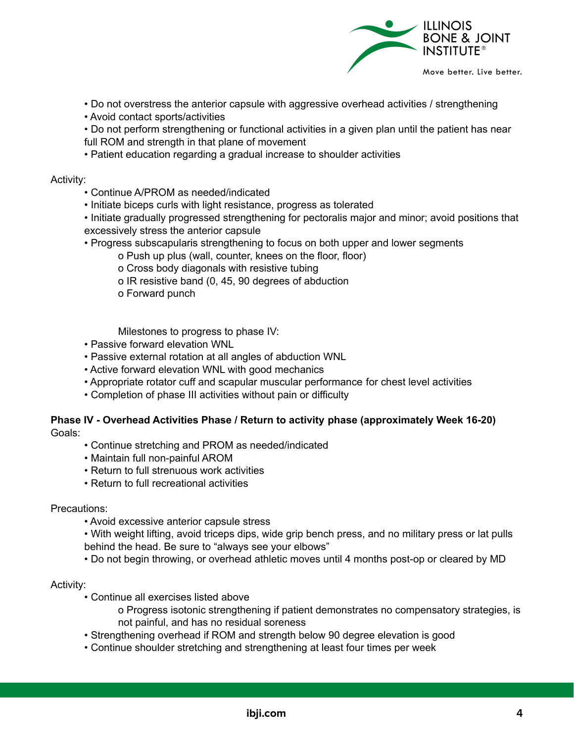- Do not overstress the anterior capsule with aggressive overhead activities / strengthening
- Avoid contact sports/activities
- Do not perform strengthening or functional activities in a given plan until the patient has near full ROM and strength in that plane of movement
- Patient education regarding a gradual increase to shoulder activities

Activity:

- Continue A/PROM as needed/indicated
- Initiate biceps curls with light resistance, progress as tolerated
- Initiate gradually progressed strengthening for pectoralis major and minor; avoid positions that excessively stress the anterior capsule
- Progress subscapularis strengthening to focus on both upper and lower segments
    - o Push up plus (wall, counter, knees on the floor, floor)
    - o Cross body diagonals with resistive tubing
    - o IR resistive band (0, 45, 90 degrees of abduction
    - o Forward punch

Milestones to progress to phase IV:

- Passive forward elevation WNL
- Passive external rotation at all angles of abduction WNL
- Active forward elevation WNL with good mechanics
- Appropriate rotator cuff and scapular muscular performance for chest level activities
- Completion of phase III activities without pain or difficulty

**Phase IV - Overhead Activities Phase / Return to activity phase (approximately Week 16-20)**

Goals:

- Continue stretching and PROM as needed/indicated
- Maintain full non-painful AROM
- Return to full strenuous work activities
- Return to full recreational activities

Precautions:

- Avoid excessive anterior capsule stress
- With weight lifting, avoid triceps dips, wide grip bench press, and no military press or lat pulls behind the head. Be sure to "always see your elbows"
- Do not begin throwing, or overhead athletic moves until 4 months post-op or cleared by MD

Activity:

- Continue all exercises listed above
    - o Progress isotonic strengthening if patient demonstrates no compensatory strategies, is not painful, and has no residual soreness
- Strengthening overhead if ROM and strength below 90 degree elevation is good
- Continue shoulder stretching and strengthening at least four times per week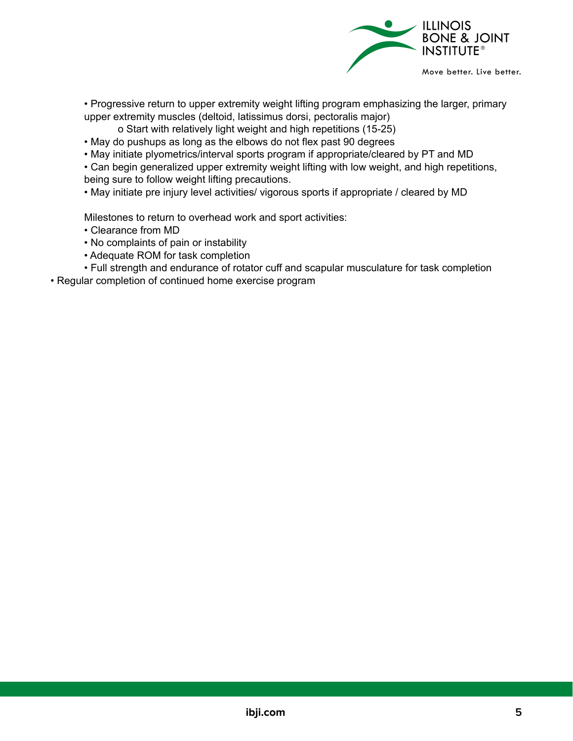- Progressive return to upper extremity weight lifting program emphasizing the larger, primary upper extremity muscles (deltoid, latissimus dorsi, pectoralis major)
  - Start with relatively light weight and high repetitions (15-25)
- May do pushups as long as the elbows do not flex past 90 degrees
- May initiate plyometrics/interval sports program if appropriate/cleared by PT and MD
- Can begin generalized upper extremity weight lifting with low weight, and high repetitions, being sure to follow weight lifting precautions.
- May initiate pre injury level activities/ vigorous sports if appropriate / cleared by MD

Milestones to return to overhead work and sport activities:

- Clearance from MD
- No complaints of pain or instability
- Adequate ROM for task completion
- Full strength and endurance of rotator cuff and scapular musculature for task completion
- Regular completion of continued home exercise program